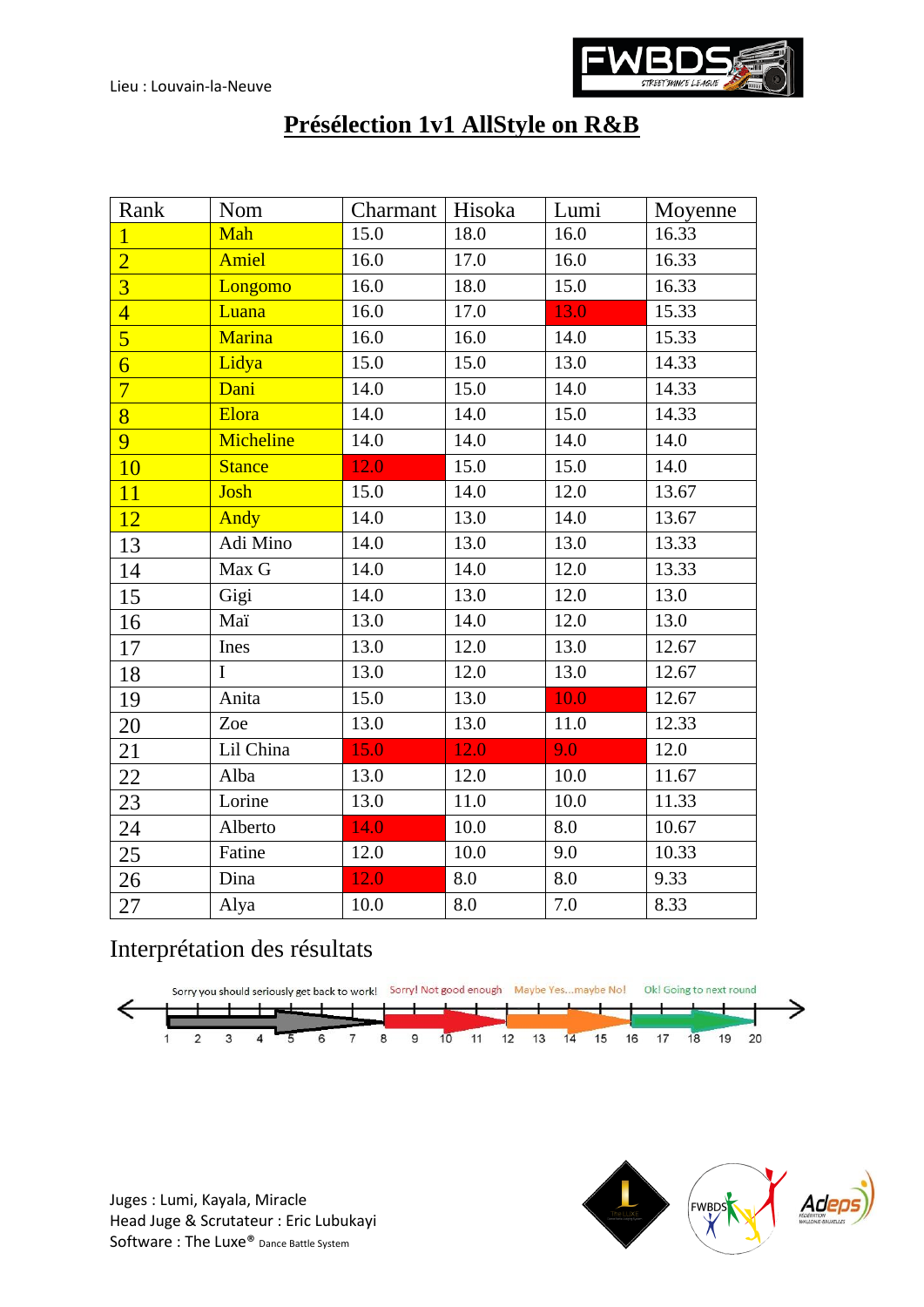Lieu : Louvain-la-Neuve

# Présélection 1v1 AllStyle on R&B

| Rank | Nom | Charmant | Hisoka | Lumi | Moyenne |
|---|---|---|---|---|---|
| 1 | Mah | 15.0 | 18.0 | 16.0 | 16.33 |
| 2 | Amiel | 16.0 | 17.0 | 16.0 | 16.33 |
| 3 | Longomo | 16.0 | 18.0 | 15.0 | 16.33 |
| 4 | Luana | 16.0 | 17.0 | 13.0 | 15.33 |
| 5 | Marina | 16.0 | 16.0 | 14.0 | 15.33 |
| 6 | Lidya | 15.0 | 15.0 | 13.0 | 14.33 |
| 7 | Dani | 14.0 | 15.0 | 14.0 | 14.33 |
| 8 | Elora | 14.0 | 14.0 | 15.0 | 14.33 |
| 9 | Micheline | 14.0 | 14.0 | 14.0 | 14.0 |
| 10 | Stance | 12.0 | 15.0 | 15.0 | 14.0 |
| 11 | Josh | 15.0 | 14.0 | 12.0 | 13.67 |
| 12 | Andy | 14.0 | 13.0 | 14.0 | 13.67 |
| 13 | Adi Mino | 14.0 | 13.0 | 13.0 | 13.33 |
| 14 | Max G | 14.0 | 14.0 | 12.0 | 13.33 |
| 15 | Gigi | 14.0 | 13.0 | 12.0 | 13.0 |
| 16 | Maï | 13.0 | 14.0 | 12.0 | 13.0 |
| 17 | Ines | 13.0 | 12.0 | 13.0 | 12.67 |
| 18 | I | 13.0 | 12.0 | 13.0 | 12.67 |
| 19 | Anita | 15.0 | 13.0 | 10.0 | 12.67 |
| 20 | Zoe | 13.0 | 13.0 | 11.0 | 12.33 |
| 21 | Lil China | 15.0 | 12.0 | 9.0 | 12.0 |
| 22 | Alba | 13.0 | 12.0 | 10.0 | 11.67 |
| 23 | Lorine | 13.0 | 11.0 | 10.0 | 11.33 |
| 24 | Alberto | 14.0 | 10.0 | 8.0 | 10.67 |
| 25 | Fatine | 12.0 | 10.0 | 9.0 | 10.33 |
| 26 | Dina | 12.0 | 8.0 | 8.0 | 9.33 |
| 27 | Alya | 10.0 | 8.0 | 7.0 | 8.33 |

## Interprétation des résultats

Sorry you should seriously get back to work! (1–8) | Sorry! Not good enough (8–12) | Maybe Yes...maybe No! (12–16) | Ok! Going to next round (16–20)

Juges : Lumi, Kayala, Miracle
Head Juge & Scrutateur : Eric Lubukayi
Software : The Luxe® Dance Battle System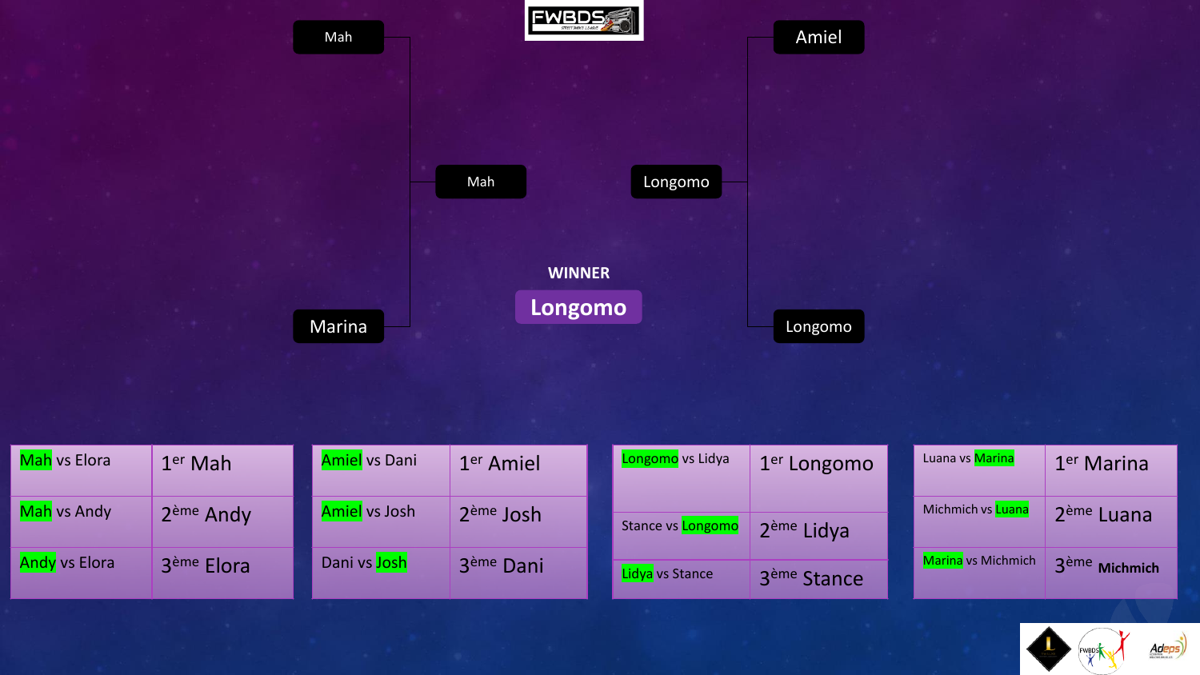FWBDS

Mah

Amiel

Mah

Longomo

Marina

Longomo

**WINNER**

**Longomo**

| | |
|---|---|
| Mah vs Elora | 1er Mah |
| Mah vs Andy | 2ème Andy |
| Andy vs Elora | 3ème Elora |

| | |
|---|---|
| Amiel vs Dani | 1er Amiel |
| Amiel vs Josh | 2ème Josh |
| Dani vs Josh | 3ème Dani |

| | |
|---|---|
| Longomo vs Lidya | 1er Longomo |
| Stance vs Longomo | 2ème Lidya |
| Lidya vs Stance | 3ème Stance |

| | |
|---|---|
| Luana vs Marina | 1er Marina |
| Michmich vs Luana | 2ème Luana |
| Marina vs Michmich | 3ème **Michmich** |